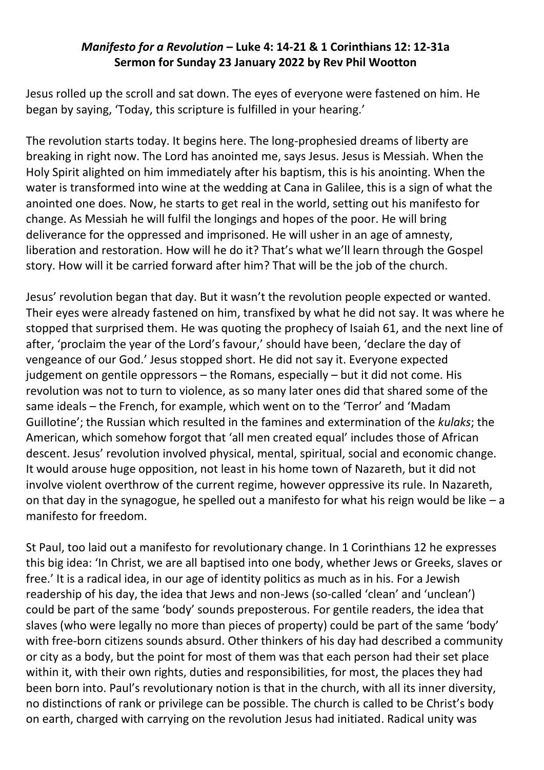# *Manifesto for a Revolution* – Luke 4: 14-21 & 1 Corinthians 12: 12-31a
## Sermon for Sunday 23 January 2022 by Rev Phil Wootton

Jesus rolled up the scroll and sat down. The eyes of everyone were fastened on him. He began by saying, 'Today, this scripture is fulfilled in your hearing.'

The revolution starts today. It begins here. The long-prophesied dreams of liberty are breaking in right now. The Lord has anointed me, says Jesus. Jesus is Messiah. When the Holy Spirit alighted on him immediately after his baptism, this is his anointing. When the water is transformed into wine at the wedding at Cana in Galilee, this is a sign of what the anointed one does. Now, he starts to get real in the world, setting out his manifesto for change. As Messiah he will fulfil the longings and hopes of the poor. He will bring deliverance for the oppressed and imprisoned. He will usher in an age of amnesty, liberation and restoration. How will he do it? That's what we'll learn through the Gospel story. How will it be carried forward after him? That will be the job of the church.

Jesus' revolution began that day. But it wasn't the revolution people expected or wanted. Their eyes were already fastened on him, transfixed by what he did not say. It was where he stopped that surprised them. He was quoting the prophecy of Isaiah 61, and the next line of after, 'proclaim the year of the Lord's favour,' should have been, 'declare the day of vengeance of our God.' Jesus stopped short. He did not say it. Everyone expected judgement on gentile oppressors – the Romans, especially – but it did not come. His revolution was not to turn to violence, as so many later ones did that shared some of the same ideals – the French, for example, which went on to the 'Terror' and 'Madam Guillotine'; the Russian which resulted in the famines and extermination of the *kulaks*; the American, which somehow forgot that 'all men created equal' includes those of African descent. Jesus' revolution involved physical, mental, spiritual, social and economic change. It would arouse huge opposition, not least in his home town of Nazareth, but it did not involve violent overthrow of the current regime, however oppressive its rule. In Nazareth, on that day in the synagogue, he spelled out a manifesto for what his reign would be like – a manifesto for freedom.

St Paul, too laid out a manifesto for revolutionary change. In 1 Corinthians 12 he expresses this big idea: 'In Christ, we are all baptised into one body, whether Jews or Greeks, slaves or free.' It is a radical idea, in our age of identity politics as much as in his. For a Jewish readership of his day, the idea that Jews and non-Jews (so-called 'clean' and 'unclean') could be part of the same 'body' sounds preposterous. For gentile readers, the idea that slaves (who were legally no more than pieces of property) could be part of the same 'body' with free-born citizens sounds absurd. Other thinkers of his day had described a community or city as a body, but the point for most of them was that each person had their set place within it, with their own rights, duties and responsibilities, for most, the places they had been born into. Paul's revolutionary notion is that in the church, with all its inner diversity, no distinctions of rank or privilege can be possible. The church is called to be Christ's body on earth, charged with carrying on the revolution Jesus had initiated. Radical unity was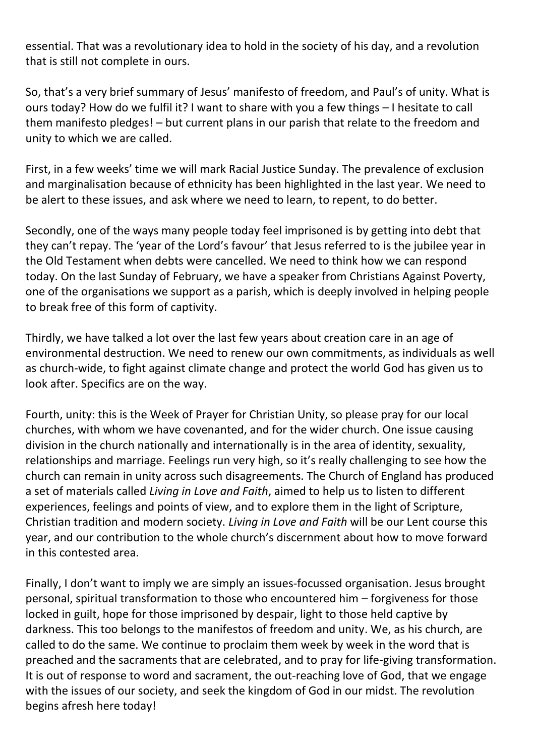essential. That was a revolutionary idea to hold in the society of his day, and a revolution that is still not complete in ours.

So, that's a very brief summary of Jesus' manifesto of freedom, and Paul's of unity. What is ours today? How do we fulfil it? I want to share with you a few things – I hesitate to call them manifesto pledges! – but current plans in our parish that relate to the freedom and unity to which we are called.

First, in a few weeks' time we will mark Racial Justice Sunday. The prevalence of exclusion and marginalisation because of ethnicity has been highlighted in the last year. We need to be alert to these issues, and ask where we need to learn, to repent, to do better.

Secondly, one of the ways many people today feel imprisoned is by getting into debt that they can't repay. The 'year of the Lord's favour' that Jesus referred to is the jubilee year in the Old Testament when debts were cancelled. We need to think how we can respond today. On the last Sunday of February, we have a speaker from Christians Against Poverty, one of the organisations we support as a parish, which is deeply involved in helping people to break free of this form of captivity.

Thirdly, we have talked a lot over the last few years about creation care in an age of environmental destruction. We need to renew our own commitments, as individuals as well as church-wide, to fight against climate change and protect the world God has given us to look after. Specifics are on the way.

Fourth, unity: this is the Week of Prayer for Christian Unity, so please pray for our local churches, with whom we have covenanted, and for the wider church. One issue causing division in the church nationally and internationally is in the area of identity, sexuality, relationships and marriage. Feelings run very high, so it's really challenging to see how the church can remain in unity across such disagreements. The Church of England has produced a set of materials called *Living in Love and Faith*, aimed to help us to listen to different experiences, feelings and points of view, and to explore them in the light of Scripture, Christian tradition and modern society. *Living in Love and Faith* will be our Lent course this year, and our contribution to the whole church's discernment about how to move forward in this contested area.

Finally, I don't want to imply we are simply an issues-focussed organisation. Jesus brought personal, spiritual transformation to those who encountered him – forgiveness for those locked in guilt, hope for those imprisoned by despair, light to those held captive by darkness. This too belongs to the manifestos of freedom and unity. We, as his church, are called to do the same. We continue to proclaim them week by week in the word that is preached and the sacraments that are celebrated, and to pray for life-giving transformation. It is out of response to word and sacrament, the out-reaching love of God, that we engage with the issues of our society, and seek the kingdom of God in our midst. The revolution begins afresh here today!